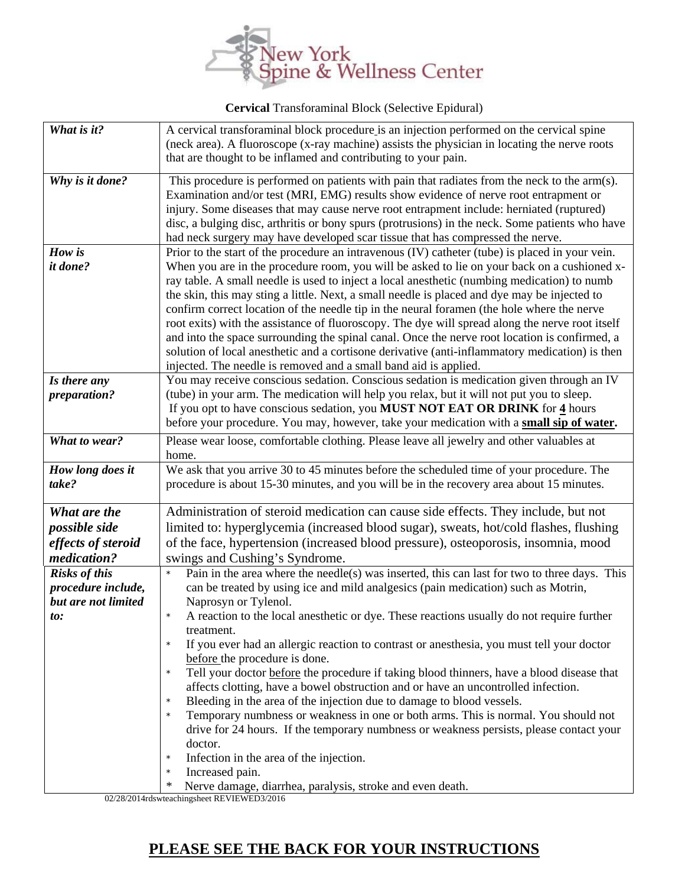# New York Spine & Wellness Center

**Cervical** Transforaminal Block (Selective Epidural)

| | |
|---|---|
| ***What is it?*** | A cervical transforaminal block procedure is an injection performed on the cervical spine (neck area). A fluoroscope (x-ray machine) assists the physician in locating the nerve roots that are thought to be inflamed and contributing to your pain. |
| ***Why is it done?*** | This procedure is performed on patients with pain that radiates from the neck to the arm(s). Examination and/or test (MRI, EMG) results show evidence of nerve root entrapment or injury. Some diseases that may cause nerve root entrapment include: herniated (ruptured) disc, a bulging disc, arthritis or bony spurs (protrusions) in the neck. Some patients who have had neck surgery may have developed scar tissue that has compressed the nerve. |
| ***How is it done?*** | Prior to the start of the procedure an intravenous (IV) catheter (tube) is placed in your vein. When you are in the procedure room, you will be asked to lie on your back on a cushioned x-ray table. A small needle is used to inject a local anesthetic (numbing medication) to numb the skin, this may sting a little. Next, a small needle is placed and dye may be injected to confirm correct location of the needle tip in the neural foramen (the hole where the nerve root exits) with the assistance of fluoroscopy. The dye will spread along the nerve root itself and into the space surrounding the spinal canal. Once the nerve root location is confirmed, a solution of local anesthetic and a cortisone derivative (anti-inflammatory medication) is then injected. The needle is removed and a small band aid is applied. |
| ***Is there any preparation?*** | You may receive conscious sedation. Conscious sedation is medication given through an IV (tube) in your arm. The medication will help you relax, but it will not put you to sleep. If you opt to have conscious sedation, you **MUST NOT EAT OR DRINK** for **<u>4</u>** hours before your procedure. You may, however, take your medication with a **<u>small sip of water</u>.** |
| ***What to wear?*** | Please wear loose, comfortable clothing. Please leave all jewelry and other valuables at home. |
| ***How long does it take?*** | We ask that you arrive 30 to 45 minutes before the scheduled time of your procedure. The procedure is about 15-30 minutes, and you will be in the recovery area about 15 minutes. |
| ***What are the possible side effects of steroid medication?*** | Administration of steroid medication can cause side effects. They include, but not limited to: hyperglycemia (increased blood sugar), sweats, hot/cold flashes, flushing of the face, hypertension (increased blood pressure), osteoporosis, insomnia, mood swings and Cushing's Syndrome. |
| ***Risks of this procedure include, but are not limited to:*** | * Pain in the area where the needle(s) was inserted, this can last for two to three days. This can be treated by using ice and mild analgesics (pain medication) such as Motrin, Naprosyn or Tylenol.<br>* A reaction to the local anesthetic or dye. These reactions usually do not require further treatment.<br>* If you ever had an allergic reaction to contrast or anesthesia, you must tell your doctor <u>before</u> the procedure is done.<br>* Tell your doctor <u>before</u> the procedure if taking blood thinners, have a blood disease that affects clotting, have a bowel obstruction and or have an uncontrolled infection.<br>* Bleeding in the area of the injection due to damage to blood vessels.<br>* Temporary numbness or weakness in one or both arms. This is normal. You should not drive for 24 hours. If the temporary numbness or weakness persists, please contact your doctor.<br>* Infection in the area of the injection.<br>* Increased pain.<br>* Nerve damage, diarrhea, paralysis, stroke and even death. |

02/28/2014rdswteachingsheet REVIEWED3/2016

## <u>PLEASE SEE THE BACK FOR YOUR INSTRUCTIONS</u>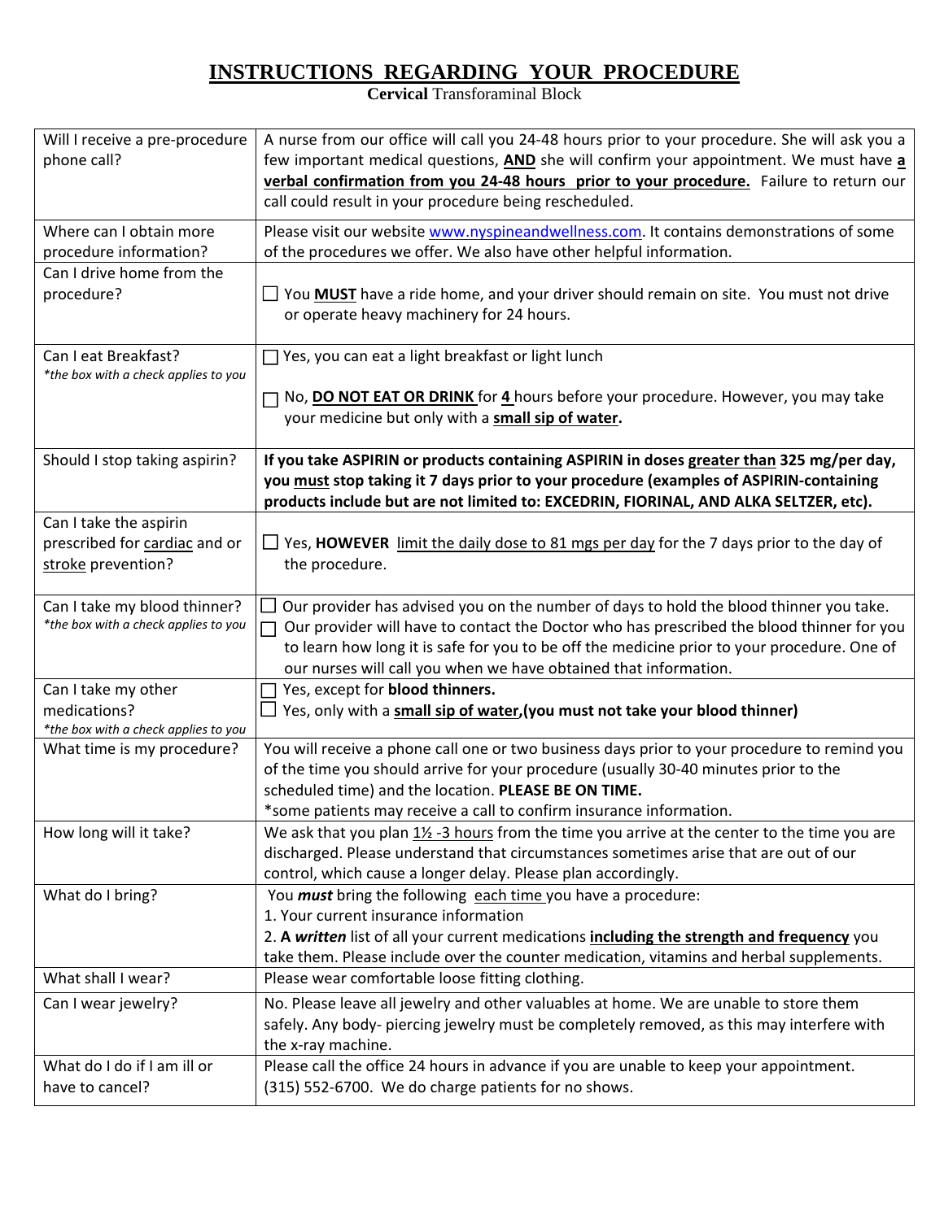# INSTRUCTIONS REGARDING YOUR PROCEDURE

**Cervical** Transforaminal Block

| | |
|---|---|
| Will I receive a pre-procedure phone call? | A nurse from our office will call you 24-48 hours prior to your procedure. She will ask you a few important medical questions, **AND** she will confirm your appointment. We must have **a verbal confirmation from you 24-48 hours prior to your procedure.** Failure to return our call could result in your procedure being rescheduled. |
| Where can I obtain more procedure information? | Please visit our website www.nyspineandwellness.com. It contains demonstrations of some of the procedures we offer. We also have other helpful information. |
| Can I drive home from the procedure? | ☐ You **MUST** have a ride home, and your driver should remain on site. You must not drive or operate heavy machinery for 24 hours. |
| Can I eat Breakfast? *\*the box with a check applies to you* | ☐ Yes, you can eat a light breakfast or light lunch<br>☐ No, **DO NOT EAT OR DRINK** for **4** hours before your procedure. However, you may take your medicine but only with a **small sip of water.** |
| Should I stop taking aspirin? | **If you take ASPIRIN or products containing ASPIRIN in doses greater than 325 mg/per day, you must stop taking it 7 days prior to your procedure (examples of ASPIRIN-containing products include but are not limited to: EXCEDRIN, FIORINAL, AND ALKA SELTZER, etc).** |
| Can I take the aspirin prescribed for cardiac and or stroke prevention? | ☐ Yes, **HOWEVER** limit the daily dose to 81 mgs per day for the 7 days prior to the day of the procedure. |
| Can I take my blood thinner? *\*the box with a check applies to you* | ☐ Our provider has advised you on the number of days to hold the blood thinner you take.<br>☐ Our provider will have to contact the Doctor who has prescribed the blood thinner for you to learn how long it is safe for you to be off the medicine prior to your procedure. One of our nurses will call you when we have obtained that information. |
| Can I take my other medications? *\*the box with a check applies to you* | ☐ Yes, except for **blood thinners.**<br>☐ Yes, only with a **small sip of water,(you must not take your blood thinner)** |
| What time is my procedure? | You will receive a phone call one or two business days prior to your procedure to remind you of the time you should arrive for your procedure (usually 30-40 minutes prior to the scheduled time) and the location. **PLEASE BE ON TIME.**<br>\*some patients may receive a call to confirm insurance information. |
| How long will it take? | We ask that you plan 1½ -3 hours from the time you arrive at the center to the time you are discharged. Please understand that circumstances sometimes arise that are out of our control, which cause a longer delay. Please plan accordingly. |
| What do I bring? | You ***must*** bring the following each time you have a procedure:<br>1. Your current insurance information<br>2. **A *written*** list of all your current medications **including the strength and frequency** you take them. Please include over the counter medication, vitamins and herbal supplements. |
| What shall I wear? | Please wear comfortable loose fitting clothing. |
| Can I wear jewelry? | No. Please leave all jewelry and other valuables at home. We are unable to store them safely. Any body- piercing jewelry must be completely removed, as this may interfere with the x-ray machine. |
| What do I do if I am ill or have to cancel? | Please call the office 24 hours in advance if you are unable to keep your appointment. (315) 552-6700. We do charge patients for no shows. |